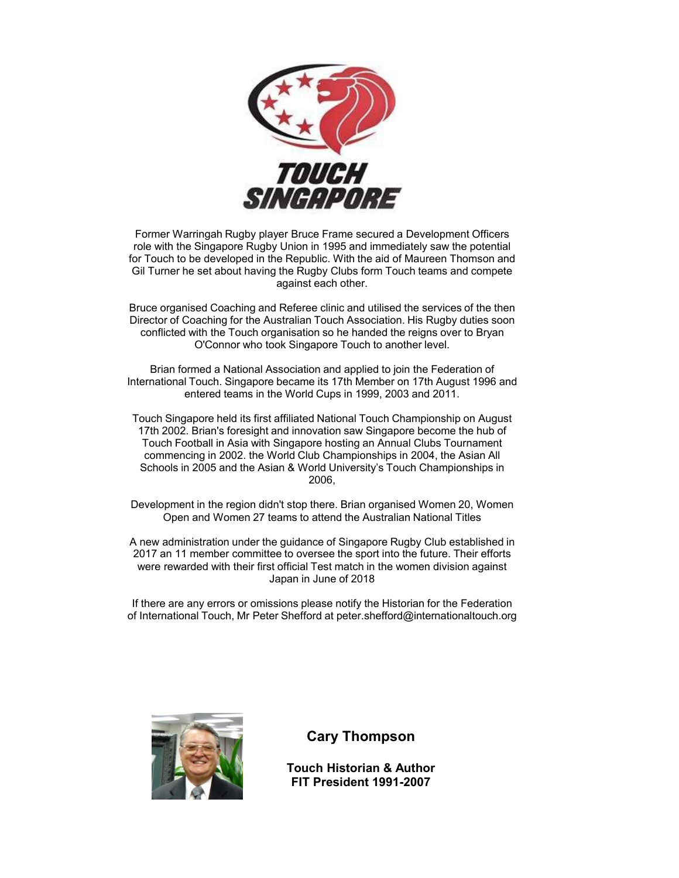# TOUCH SINGAPORE

Former Warringah Rugby player Bruce Frame secured a Development Officers role with the Singapore Rugby Union in 1995 and immediately saw the potential for Touch to be developed in the Republic. With the aid of Maureen Thomson and Gil Turner he set about having the Rugby Clubs form Touch teams and compete against each other.

Bruce organised Coaching and Referee clinic and utilised the services of the then Director of Coaching for the Australian Touch Association. His Rugby duties soon conflicted with the Touch organisation so he handed the reigns over to Bryan O'Connor who took Singapore Touch to another level.

Brian formed a National Association and applied to join the Federation of International Touch. Singapore became its 17th Member on 17th August 1996 and entered teams in the World Cups in 1999, 2003 and 2011.

Touch Singapore held its first affiliated National Touch Championship on August 17th 2002. Brian's foresight and innovation saw Singapore become the hub of Touch Football in Asia with Singapore hosting an Annual Clubs Tournament commencing in 2002. the World Club Championships in 2004, the Asian All Schools in 2005 and the Asian & World University's Touch Championships in 2006,

Development in the region didn't stop there. Brian organised Women 20, Women Open and Women 27 teams to attend the Australian National Titles

A new administration under the guidance of Singapore Rugby Club established in 2017 an 11 member committee to oversee the sport into the future. Their efforts were rewarded with their first official Test match in the women division against Japan in June of 2018

If there are any errors or omissions please notify the Historian for the Federation of International Touch, Mr Peter Shefford at peter.shefford@internationaltouch.org

**Cary Thompson**

**Touch Historian & Author**
**FIT President 1991-2007**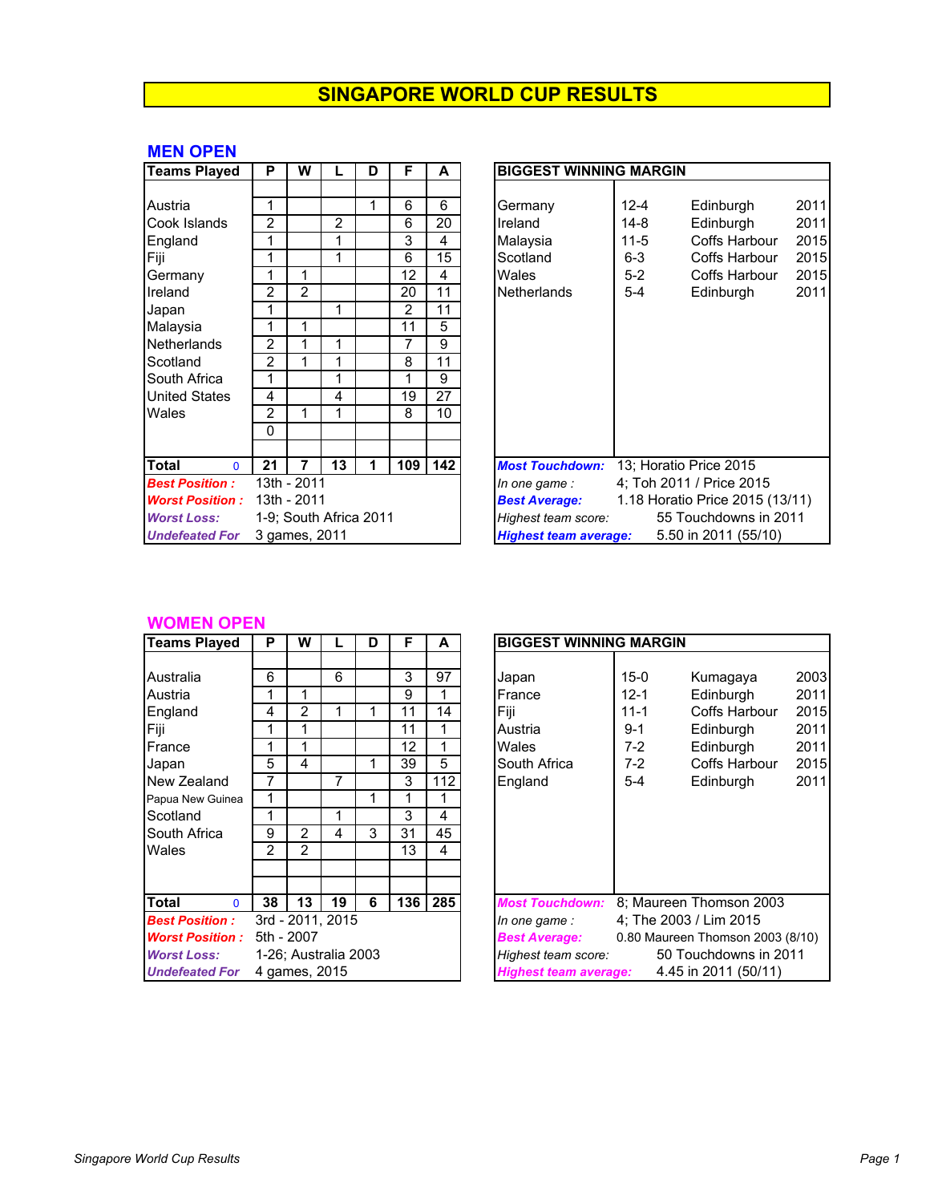# SINGAPORE WORLD CUP RESULTS

## MEN OPEN

| Teams Played | P | W | L | D | F | A |
|---|---|---|---|---|---|---|
| Austria | 1 | | | 1 | 6 | 6 |
| Cook Islands | 2 | | 2 | | 6 | 20 |
| England | 1 | | 1 | | 3 | 4 |
| Fiji | 1 | | 1 | | 6 | 15 |
| Germany | 1 | 1 | | | 12 | 4 |
| Ireland | 2 | 2 | | | 20 | 11 |
| Japan | 1 | | 1 | | 2 | 11 |
| Malaysia | 1 | 1 | | | 11 | 5 |
| Netherlands | 2 | 1 | 1 | | 7 | 9 |
| Scotland | 2 | 1 | 1 | | 8 | 11 |
| South Africa | 1 | | 1 | | 1 | 9 |
| United States | 4 | | 4 | | 19 | 27 |
| Wales | 2 | 1 | 1 | | 8 | 10 |
| | 0 | | | | | |
| **Total** 0 | **21** | **7** | **13** | **1** | **109** | **142** |

***Best Position :*** 13th - 2011

***Worst Position :*** 13th - 2011

***Worst Loss:*** 1-9; South Africa 2011

***Undefeated For*** 3 games, 2011

| BIGGEST WINNING MARGIN | | | |
|---|---|---|---|
| Germany | 12-4 | Edinburgh | 2011 |
| Ireland | 14-8 | Edinburgh | 2011 |
| Malaysia | 11-5 | Coffs Harbour | 2015 |
| Scotland | 6-3 | Coffs Harbour | 2015 |
| Wales | 5-2 | Coffs Harbour | 2015 |
| Netherlands | 5-4 | Edinburgh | 2011 |

***Most Touchdown:*** 13; Horatio Price 2015

*In one game :* 4; Toh 2011 / Price 2015

***Best Average:*** 1.18 Horatio Price 2015 (13/11)

*Highest team score:* 55 Touchdowns in 2011

***Highest team average:*** 5.50 in 2011 (55/10)

## WOMEN OPEN

| Teams Played | P | W | L | D | F | A |
|---|---|---|---|---|---|---|
| Australia | 6 | | 6 | | 3 | 97 |
| Austria | 1 | 1 | | | 9 | 1 |
| England | 4 | 2 | 1 | 1 | 11 | 14 |
| Fiji | 1 | 1 | | | 11 | 1 |
| France | 1 | 1 | | | 12 | 1 |
| Japan | 5 | 4 | | 1 | 39 | 5 |
| New Zealand | 7 | | 7 | | 3 | 112 |
| Papua New Guinea | 1 | | | 1 | 1 | 1 |
| Scotland | 1 | | 1 | | 3 | 4 |
| South Africa | 9 | 2 | 4 | 3 | 31 | 45 |
| Wales | 2 | 2 | | | 13 | 4 |
| **Total** 0 | **38** | **13** | **19** | **6** | **136** | **285** |

***Best Position :*** 3rd - 2011, 2015

***Worst Position :*** 5th - 2007

***Worst Loss:*** 1-26; Australia 2003

***Undefeated For*** 4 games, 2015

| BIGGEST WINNING MARGIN | | | |
|---|---|---|---|
| Japan | 15-0 | Kumagaya | 2003 |
| France | 12-1 | Edinburgh | 2011 |
| Fiji | 11-1 | Coffs Harbour | 2015 |
| Austria | 9-1 | Edinburgh | 2011 |
| Wales | 7-2 | Edinburgh | 2011 |
| South Africa | 7-2 | Coffs Harbour | 2015 |
| England | 5-4 | Edinburgh | 2011 |

***Most Touchdown:*** 8; Maureen Thomson 2003

*In one game :* 4; The 2003 / Lim 2015

***Best Average:*** 0.80 Maureen Thomson 2003 (8/10)

*Highest team score:* 50 Touchdowns in 2011

***Highest team average:*** 4.45 in 2011 (50/11)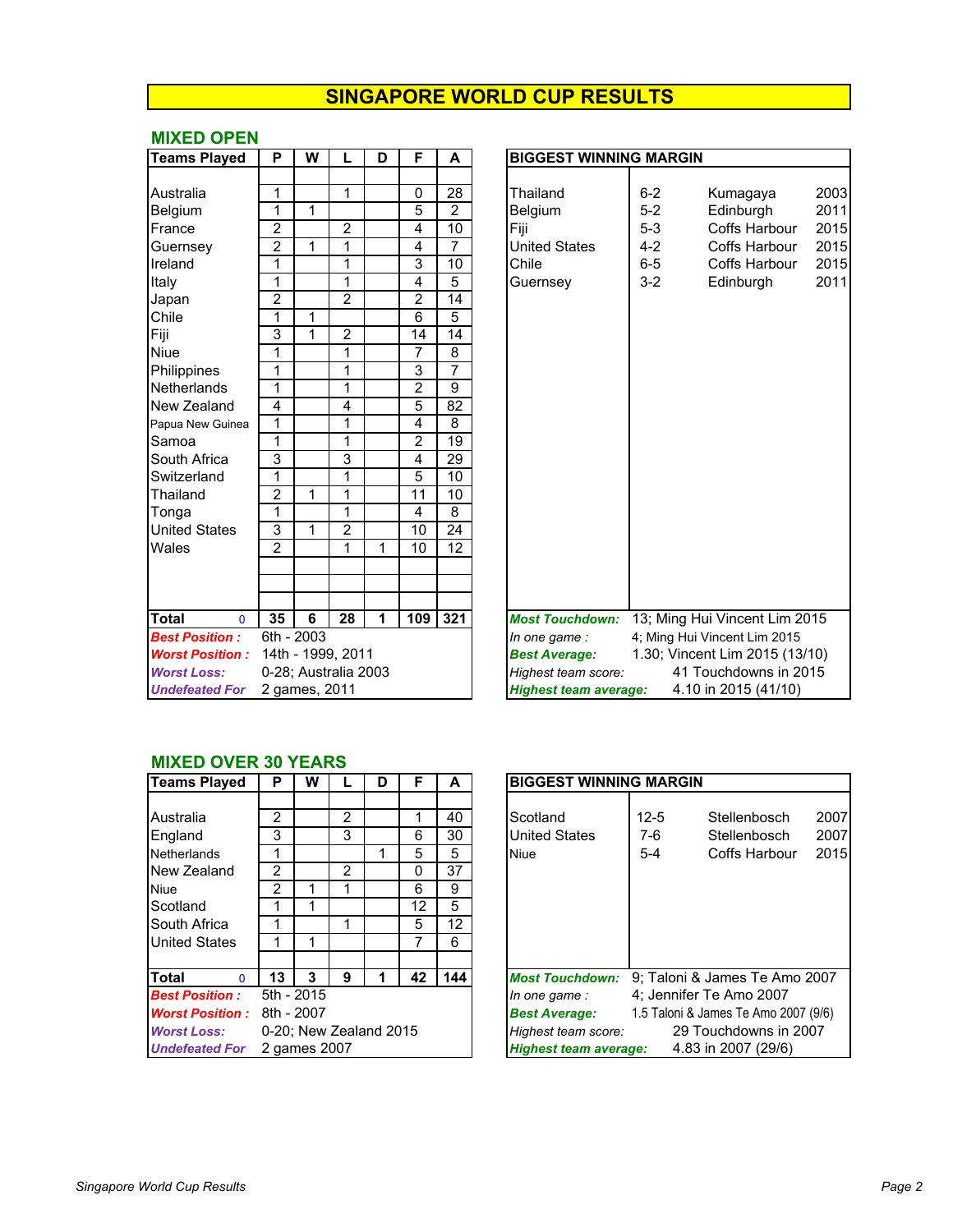# SINGAPORE WORLD CUP RESULTS

## MIXED OPEN

| Teams Played | P | W | L | D | F | A |
|---|---|---|---|---|---|---|
| Australia | 1 | | 1 | | 0 | 28 |
| Belgium | 1 | 1 | | | 5 | 2 |
| France | 2 | | 2 | | 4 | 10 |
| Guernsey | 2 | 1 | 1 | | 4 | 7 |
| Ireland | 1 | | 1 | | 3 | 10 |
| Italy | 1 | | 1 | | 4 | 5 |
| Japan | 2 | | 2 | | 2 | 14 |
| Chile | 1 | 1 | | | 6 | 5 |
| Fiji | 3 | 1 | 2 | | 14 | 14 |
| Niue | 1 | | 1 | | 7 | 8 |
| Philippines | 1 | | 1 | | 3 | 7 |
| Netherlands | 1 | | 1 | | 2 | 9 |
| New Zealand | 4 | | 4 | | 5 | 82 |
| Papua New Guinea | 1 | | 1 | | 4 | 8 |
| Samoa | 1 | | 1 | | 2 | 19 |
| South Africa | 3 | | 3 | | 4 | 29 |
| Switzerland | 1 | | 1 | | 5 | 10 |
| Thailand | 2 | 1 | 1 | | 11 | 10 |
| Tonga | 1 | | 1 | | 4 | 8 |
| United States | 3 | 1 | 2 | | 10 | 24 |
| Wales | 2 | | 1 | 1 | 10 | 12 |
| **Total** 0 | **35** | **6** | **28** | **1** | **109** | **321** |

***Best Position :*** 6th - 2003
***Worst Position :*** 14th - 1999, 2011
***Worst Loss:*** 0-28; Australia 2003
***Undefeated For*** 2 games, 2011

| BIGGEST WINNING MARGIN | | | |
|---|---|---|---|
| Thailand | 6-2 | Kumagaya | 2003 |
| Belgium | 5-2 | Edinburgh | 2011 |
| Fiji | 5-3 | Coffs Harbour | 2015 |
| United States | 4-2 | Coffs Harbour | 2015 |
| Chile | 6-5 | Coffs Harbour | 2015 |
| Guernsey | 3-2 | Edinburgh | 2011 |

***Most Touchdown:*** 13; Ming Hui Vincent Lim 2015
*In one game :* 4; Ming Hui Vincent Lim 2015
***Best Average:*** 1.30; Vincent Lim 2015 (13/10)
*Highest team score:* 41 Touchdowns in 2015
***Highest team average:*** 4.10 in 2015 (41/10)

## MIXED OVER 30 YEARS

| Teams Played | P | W | L | D | F | A |
|---|---|---|---|---|---|---|
| Australia | 2 | | 2 | | 1 | 40 |
| England | 3 | | 3 | | 6 | 30 |
| Netherlands | 1 | | | 1 | 5 | 5 |
| New Zealand | 2 | | 2 | | 0 | 37 |
| Niue | 2 | 1 | 1 | | 6 | 9 |
| Scotland | 1 | 1 | | | 12 | 5 |
| South Africa | 1 | | 1 | | 5 | 12 |
| United States | 1 | 1 | | | 7 | 6 |
| **Total** 0 | **13** | **3** | **9** | **1** | **42** | **144** |

***Best Position :*** 5th - 2015
***Worst Position :*** 8th - 2007
***Worst Loss:*** 0-20; New Zealand 2015
***Undefeated For*** 2 games 2007

| BIGGEST WINNING MARGIN | | | |
|---|---|---|---|
| Scotland | 12-5 | Stellenbosch | 2007 |
| United States | 7-6 | Stellenbosch | 2007 |
| Niue | 5-4 | Coffs Harbour | 2015 |

***Most Touchdown:*** 9; Taloni & James Te Amo 2007
*In one game :* 4; Jennifer Te Amo 2007
***Best Average:*** 1.5 Taloni & James Te Amo 2007 (9/6)
*Highest team score:* 29 Touchdowns in 2007
***Highest team average:*** 4.83 in 2007 (29/6)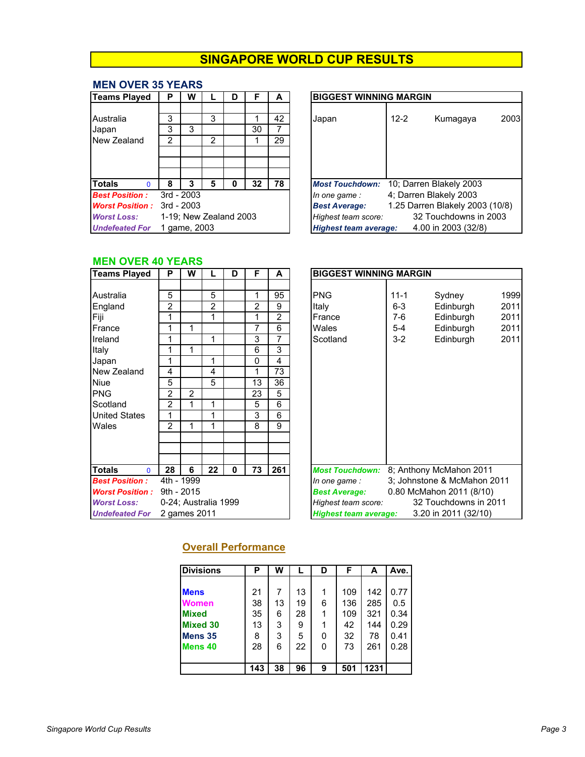# SINGAPORE WORLD CUP RESULTS

## MEN OVER 35 YEARS

| Teams Played | P | W | L | D | F | A |
|---|---|---|---|---|---|---|
| Australia | 3 | | 3 | | 1 | 42 |
| Japan | 3 | 3 | | | 30 | 7 |
| New Zealand | 2 | | 2 | | 1 | 29 |
| **Totals** 0 | **8** | **3** | **5** | **0** | **32** | **78** |

***Best Position :*** 3rd - 2003
***Worst Position :*** 3rd - 2003
***Worst Loss:*** 1-19; New Zealand 2003
***Undefeated For*** 1 game, 2003

| BIGGEST WINNING MARGIN | | | |
|---|---|---|---|
| Japan | 12-2 | Kumagaya | 2003 |

***Most Touchdown:*** 10; Darren Blakely 2003
*In one game :* 4; Darren Blakely 2003
***Best Average:*** 1.25 Darren Blakely 2003 (10/8)
*Highest team score:* 32 Touchdowns in 2003
***Highest team average:*** 4.00 in 2003 (32/8)

## MEN OVER 40 YEARS

| Teams Played | P | W | L | D | F | A |
|---|---|---|---|---|---|---|
| Australia | 5 | | 5 | | 1 | 95 |
| England | 2 | | 2 | | 2 | 9 |
| Fiji | 1 | | 1 | | 1 | 2 |
| France | 1 | 1 | | | 7 | 6 |
| Ireland | 1 | | 1 | | 3 | 7 |
| Italy | 1 | 1 | | | 6 | 3 |
| Japan | 1 | | 1 | | 0 | 4 |
| New Zealand | 4 | | 4 | | 1 | 73 |
| Niue | 5 | | 5 | | 13 | 36 |
| PNG | 2 | 2 | | | 23 | 5 |
| Scotland | 2 | 1 | 1 | | 5 | 6 |
| United States | 1 | | 1 | | 3 | 6 |
| Wales | 2 | 1 | 1 | | 8 | 9 |
| **Totals** 0 | **28** | **6** | **22** | **0** | **73** | **261** |

***Best Position :*** 4th - 1999
***Worst Position :*** 9th - 2015
***Worst Loss:*** 0-24; Australia 1999
***Undefeated For*** 2 games 2011

| BIGGEST WINNING MARGIN | | | |
|---|---|---|---|
| PNG | 11-1 | Sydney | 1999 |
| Italy | 6-3 | Edinburgh | 2011 |
| France | 7-6 | Edinburgh | 2011 |
| Wales | 5-4 | Edinburgh | 2011 |
| Scotland | 3-2 | Edinburgh | 2011 |

***Most Touchdown:*** 8; Anthony McMahon 2011
*In one game :* 3; Johnstone & McMahon 2011
***Best Average:*** 0.80 McMahon 2011 (8/10)
*Highest team score:* 32 Touchdowns in 2011
***Highest team average:*** 3.20 in 2011 (32/10)

## Overall Performance

| Divisions | P | W | L | D | F | A | Ave. |
|---|---|---|---|---|---|---|---|
| **Mens** | 21 | 7 | 13 | 1 | 109 | 142 | 0.77 |
| **Women** | 38 | 13 | 19 | 6 | 136 | 285 | 0.5 |
| **Mixed** | 35 | 6 | 28 | 1 | 109 | 321 | 0.34 |
| **Mixed 30** | 13 | 3 | 9 | 1 | 42 | 144 | 0.29 |
| **Mens 35** | 8 | 3 | 5 | 0 | 32 | 78 | 0.41 |
| **Mens 40** | 28 | 6 | 22 | 0 | 73 | 261 | 0.28 |
| | **143** | **38** | **96** | **9** | **501** | **1231** | |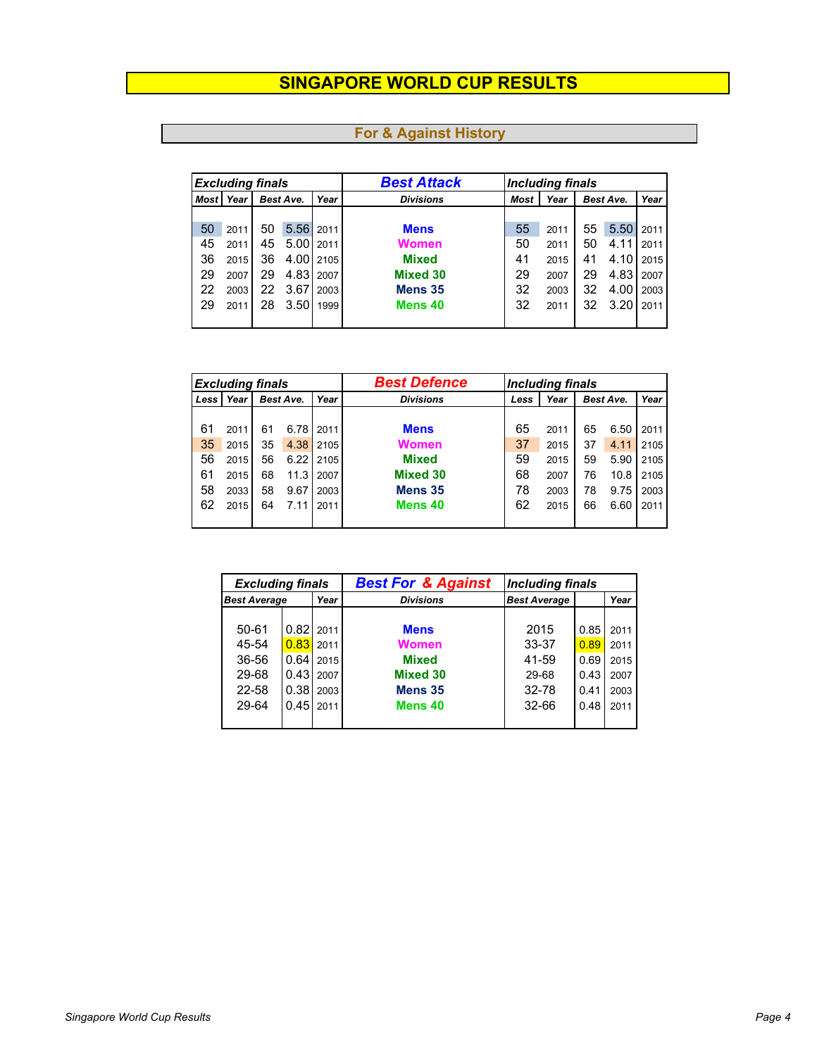# SINGAPORE WORLD CUP RESULTS

## For & Against History

| Excluding finals | | | | | Best Attack | Including finals | | | | |
|---|---|---|---|---|---|---|---|---|---|---|
| Most | Year | | Best Ave. | Year | Divisions | Most | Year | | Best Ave. | Year |
| 50 | 2011 | 50 | 5.56 | 2011 | Mens | 55 | 2011 | 55 | 5.50 | 2011 |
| 45 | 2011 | 45 | 5.00 | 2011 | Women | 50 | 2011 | 50 | 4.11 | 2011 |
| 36 | 2015 | 36 | 4.00 | 2105 | Mixed | 41 | 2015 | 41 | 4.10 | 2015 |
| 29 | 2007 | 29 | 4.83 | 2007 | Mixed 30 | 29 | 2007 | 29 | 4.83 | 2007 |
| 22 | 2003 | 22 | 3.67 | 2003 | Mens 35 | 32 | 2003 | 32 | 4.00 | 2003 |
| 29 | 2011 | 28 | 3.50 | 1999 | Mens 40 | 32 | 2011 | 32 | 3.20 | 2011 |

| Excluding finals | | | | | Best Defence | Including finals | | | | |
|---|---|---|---|---|---|---|---|---|---|---|
| Less | Year | | Best Ave. | Year | Divisions | Less | Year | | Best Ave. | Year |
| 61 | 2011 | 61 | 6.78 | 2011 | Mens | 65 | 2011 | 65 | 6.50 | 2011 |
| 35 | 2015 | 35 | 4.38 | 2105 | Women | 37 | 2015 | 37 | 4.11 | 2105 |
| 56 | 2015 | 56 | 6.22 | 2105 | Mixed | 59 | 2015 | 59 | 5.90 | 2105 |
| 61 | 2015 | 68 | 11.3 | 2007 | Mixed 30 | 68 | 2007 | 76 | 10.8 | 2105 |
| 58 | 2033 | 58 | 9.67 | 2003 | Mens 35 | 78 | 2003 | 78 | 9.75 | 2003 |
| 62 | 2015 | 64 | 7.11 | 2011 | Mens 40 | 62 | 2015 | 66 | 6.60 | 2011 |

| Excluding finals | | | Best For & Against | Including finals | | |
|---|---|---|---|---|---|---|
| Best Average | | Year | Divisions | Best Average | | Year |
| 50-61 | 0.82 | 2011 | Mens | 2015 | 0.85 | 2011 |
| 45-54 | 0.83 | 2011 | Women | 33-37 | 0.89 | 2011 |
| 36-56 | 0.64 | 2015 | Mixed | 41-59 | 0.69 | 2015 |
| 29-68 | 0.43 | 2007 | Mixed 30 | 29-68 | 0.43 | 2007 |
| 22-58 | 0.38 | 2003 | Mens 35 | 32-78 | 0.41 | 2003 |
| 29-64 | 0.45 | 2011 | Mens 40 | 32-66 | 0.48 | 2011 |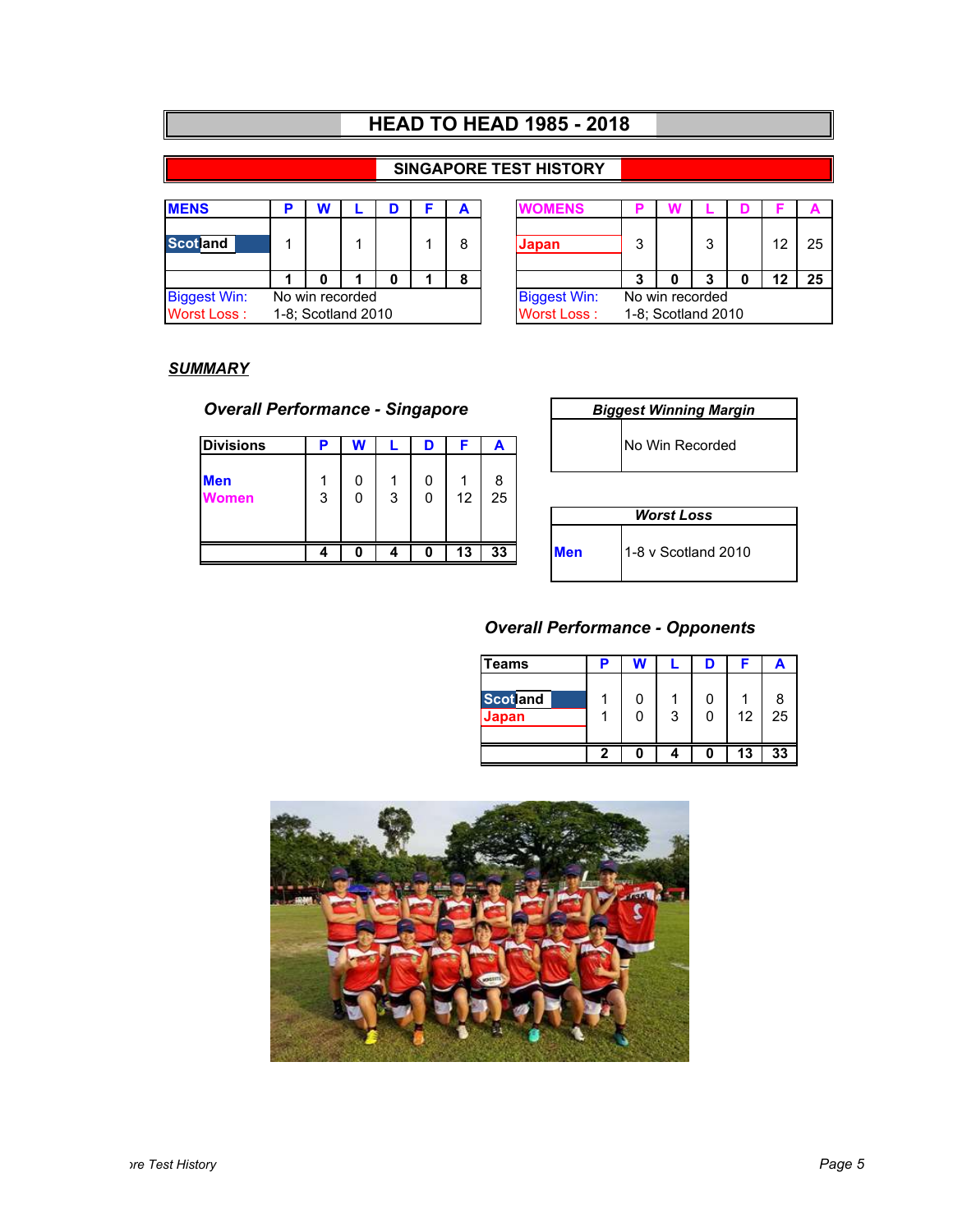# HEAD TO HEAD 1985 - 2018

## SINGAPORE TEST HISTORY

| MENS | P | W | L | D | F | A |
|---|---|---|---|---|---|---|
| Scotland | 1 | | 1 | | 1 | 8 |
| | 1 | 0 | 1 | 0 | 1 | 8 |
| Biggest Win: | No win recorded | | | | | |
| Worst Loss : | 1-8; Scotland 2010 | | | | | |

| WOMENS | P | W | L | D | F | A |
|---|---|---|---|---|---|---|
| Japan | 3 | | 3 | | 12 | 25 |
| | 3 | 0 | 3 | 0 | 12 | 25 |
| Biggest Win: | No win recorded | | | | | |
| Worst Loss : | 1-8; Scotland 2010 | | | | | |

***SUMMARY***

### *Overall Performance - Singapore*

| Divisions | P | W | L | D | F | A |
|---|---|---|---|---|---|---|
| Men | 1 | 0 | 1 | 0 | 1 | 8 |
| Women | 3 | 0 | 3 | 0 | 12 | 25 |
| | 4 | 0 | 4 | 0 | 13 | 33 |

| *Biggest Winning Margin* | |
|---|---|
| | No Win Recorded |

| *Worst Loss* | |
|---|---|
| Men | 1-8 v Scotland 2010 |

### *Overall Performance - Opponents*

| Teams | P | W | L | D | F | A |
|---|---|---|---|---|---|---|
| Scotland | 1 | 0 | 1 | 0 | 1 | 8 |
| Japan | 1 | 0 | 3 | 0 | 12 | 25 |
| | 2 | 0 | 4 | 0 | 13 | 33 |